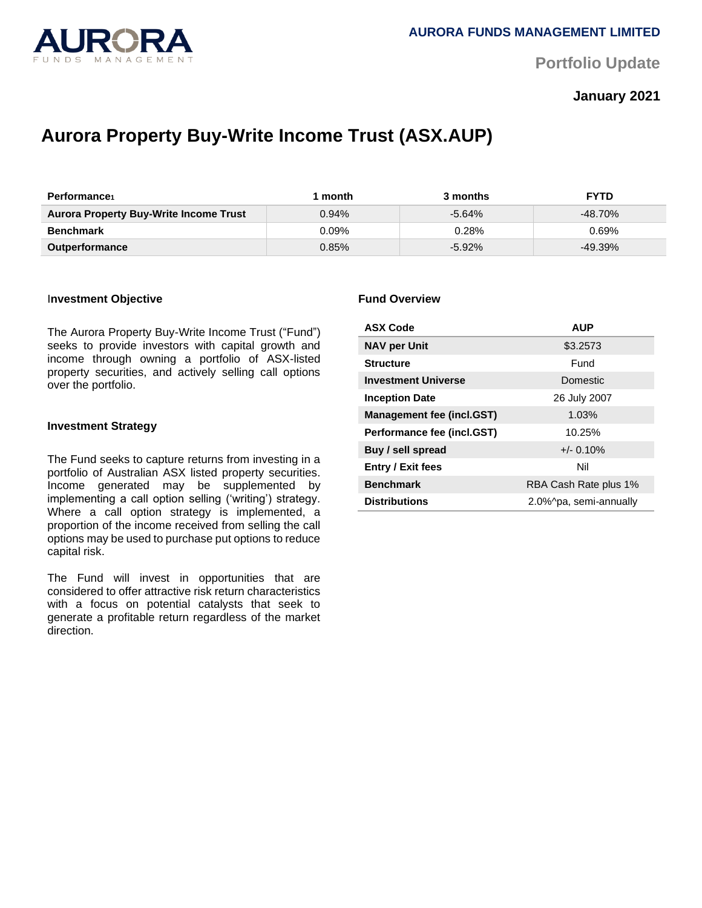AURORA FUNDS MANAGEMENT LIMITED

Portfolio Update

**January 2021**

# Aurora Property Buy-Write Income Trust (ASX.AUP)

| Performance[1] | 1 month | 3 months | FYTD |
|---|---|---|---|
| **Aurora Property Buy-Write Income Trust** | 0.94% | -5.64% | -48.70% |
| **Benchmark** | 0.09% | 0.28% | 0.69% |
| **Outperformance** | 0.85% | -5.92% | -49.39% |

### Investment Objective

The Aurora Property Buy-Write Income Trust ("Fund") seeks to provide investors with capital growth and income through owning a portfolio of ASX-listed property securities, and actively selling call options over the portfolio.

### Investment Strategy

The Fund seeks to capture returns from investing in a portfolio of Australian ASX listed property securities. Income generated may be supplemented by implementing a call option selling ('writing') strategy. Where a call option strategy is implemented, a proportion of the income received from selling the call options may be used to purchase put options to reduce capital risk.

The Fund will invest in opportunities that are considered to offer attractive risk return characteristics with a focus on potential catalysts that seek to generate a profitable return regardless of the market direction.

### Fund Overview

| ASX Code | AUP |
|---|---|
| **NAV per Unit** | $3.2573 |
| **Structure** | Fund |
| **Investment Universe** | Domestic |
| **Inception Date** | 26 July 2007 |
| **Management fee (incl.GST)** | 1.03% |
| **Performance fee (incl.GST)** | 10.25% |
| **Buy / sell spread** | +/- 0.10% |
| **Entry / Exit fees** | Nil |
| **Benchmark** | RBA Cash Rate plus 1% |
| **Distributions** | 2.0%^pa, semi-annually |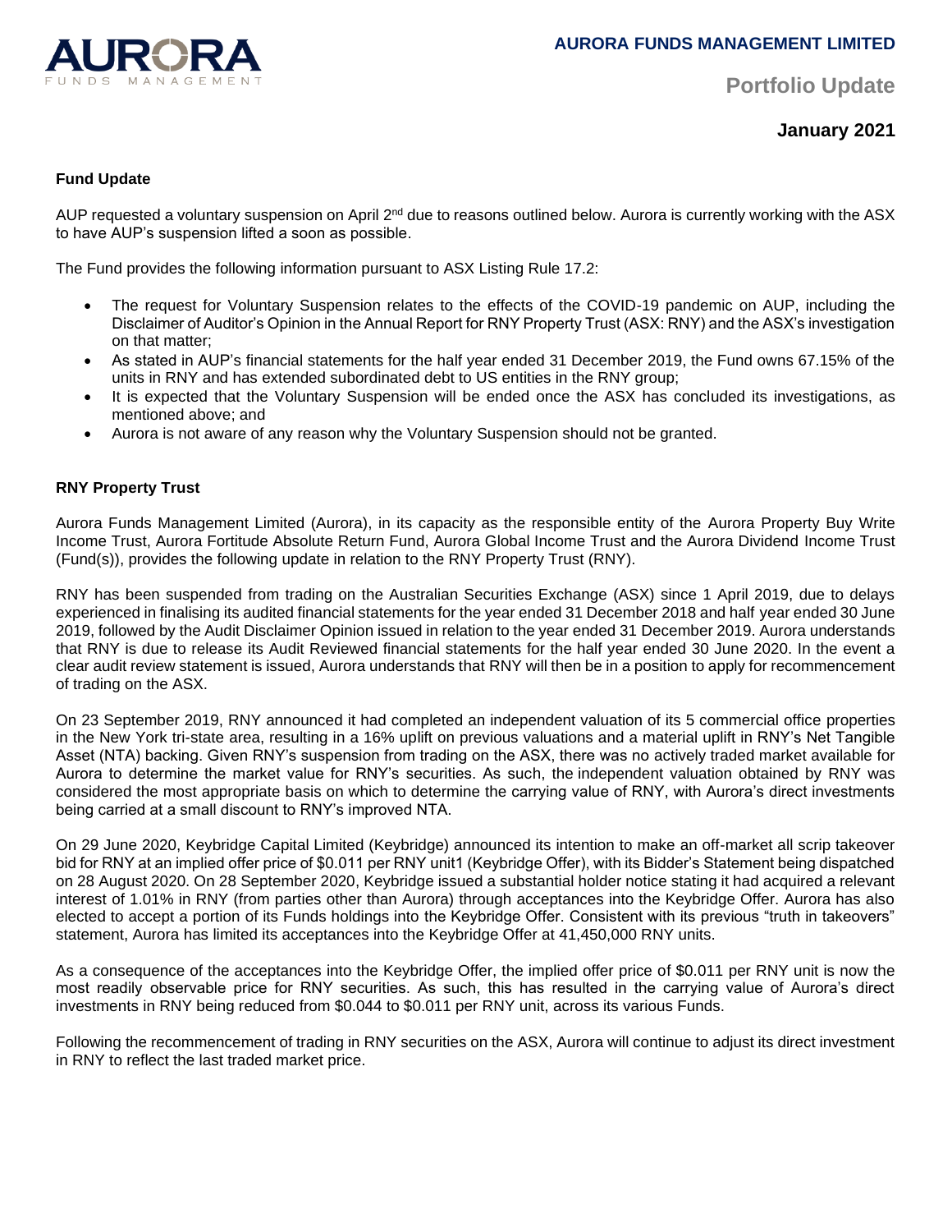# AURORA FUNDS MANAGEMENT LIMITED

## Portfolio Update

### January 2021

**Fund Update**

AUP requested a voluntary suspension on April 2nd due to reasons outlined below. Aurora is currently working with the ASX to have AUP's suspension lifted a soon as possible.

The Fund provides the following information pursuant to ASX Listing Rule 17.2:

- The request for Voluntary Suspension relates to the effects of the COVID-19 pandemic on AUP, including the Disclaimer of Auditor's Opinion in the Annual Report for RNY Property Trust (ASX: RNY) and the ASX's investigation on that matter;
- As stated in AUP's financial statements for the half year ended 31 December 2019, the Fund owns 67.15% of the units in RNY and has extended subordinated debt to US entities in the RNY group;
- It is expected that the Voluntary Suspension will be ended once the ASX has concluded its investigations, as mentioned above; and
- Aurora is not aware of any reason why the Voluntary Suspension should not be granted.

**RNY Property Trust**

Aurora Funds Management Limited (Aurora), in its capacity as the responsible entity of the Aurora Property Buy Write Income Trust, Aurora Fortitude Absolute Return Fund, Aurora Global Income Trust and the Aurora Dividend Income Trust (Fund(s)), provides the following update in relation to the RNY Property Trust (RNY).

RNY has been suspended from trading on the Australian Securities Exchange (ASX) since 1 April 2019, due to delays experienced in finalising its audited financial statements for the year ended 31 December 2018 and half year ended 30 June 2019, followed by the Audit Disclaimer Opinion issued in relation to the year ended 31 December 2019. Aurora understands that RNY is due to release its Audit Reviewed financial statements for the half year ended 30 June 2020. In the event a clear audit review statement is issued, Aurora understands that RNY will then be in a position to apply for recommencement of trading on the ASX.

On 23 September 2019, RNY announced it had completed an independent valuation of its 5 commercial office properties in the New York tri-state area, resulting in a 16% uplift on previous valuations and a material uplift in RNY's Net Tangible Asset (NTA) backing. Given RNY's suspension from trading on the ASX, there was no actively traded market available for Aurora to determine the market value for RNY's securities. As such, the independent valuation obtained by RNY was considered the most appropriate basis on which to determine the carrying value of RNY, with Aurora's direct investments being carried at a small discount to RNY's improved NTA.

On 29 June 2020, Keybridge Capital Limited (Keybridge) announced its intention to make an off-market all scrip takeover bid for RNY at an implied offer price of $0.011 per RNY unit1 (Keybridge Offer), with its Bidder's Statement being dispatched on 28 August 2020. On 28 September 2020, Keybridge issued a substantial holder notice stating it had acquired a relevant interest of 1.01% in RNY (from parties other than Aurora) through acceptances into the Keybridge Offer. Aurora has also elected to accept a portion of its Funds holdings into the Keybridge Offer. Consistent with its previous "truth in takeovers" statement, Aurora has limited its acceptances into the Keybridge Offer at 41,450,000 RNY units.

As a consequence of the acceptances into the Keybridge Offer, the implied offer price of $0.011 per RNY unit is now the most readily observable price for RNY securities. As such, this has resulted in the carrying value of Aurora's direct investments in RNY being reduced from $0.044 to $0.011 per RNY unit, across its various Funds.

Following the recommencement of trading in RNY securities on the ASX, Aurora will continue to adjust its direct investment in RNY to reflect the last traded market price.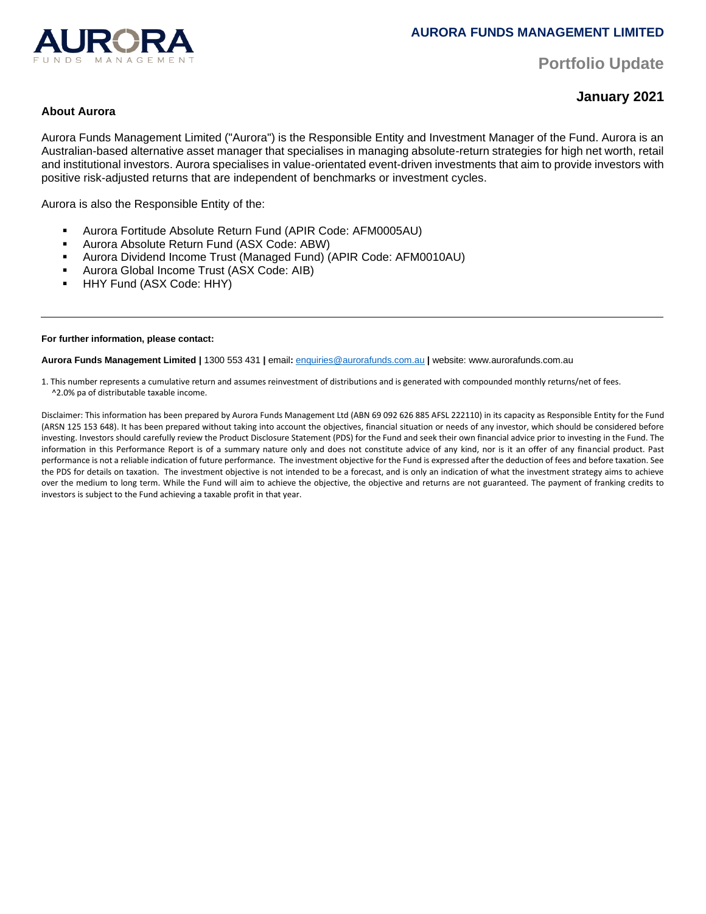**AURORA FUNDS MANAGEMENT LIMITED**

**Portfolio Update**

**January 2021**

### About Aurora

Aurora Funds Management Limited ("Aurora") is the Responsible Entity and Investment Manager of the Fund. Aurora is an Australian-based alternative asset manager that specialises in managing absolute-return strategies for high net worth, retail and institutional investors. Aurora specialises in value-orientated event-driven investments that aim to provide investors with positive risk-adjusted returns that are independent of benchmarks or investment cycles.

Aurora is also the Responsible Entity of the:

- Aurora Fortitude Absolute Return Fund (APIR Code: AFM0005AU)
- Aurora Absolute Return Fund (ASX Code: ABW)
- Aurora Dividend Income Trust (Managed Fund) (APIR Code: AFM0010AU)
- Aurora Global Income Trust (ASX Code: AIB)
- HHY Fund (ASX Code: HHY)

---

**For further information, please contact:**

**Aurora Funds Management Limited |** 1300 553 431 **|** email**:** enquiries@aurorafunds.com.au **|** website: www.aurorafunds.com.au

1. This number represents a cumulative return and assumes reinvestment of distributions and is generated with compounded monthly returns/net of fees.
^2.0% pa of distributable taxable income.

Disclaimer: This information has been prepared by Aurora Funds Management Ltd (ABN 69 092 626 885 AFSL 222110) in its capacity as Responsible Entity for the Fund (ARSN 125 153 648). It has been prepared without taking into account the objectives, financial situation or needs of any investor, which should be considered before investing. Investors should carefully review the Product Disclosure Statement (PDS) for the Fund and seek their own financial advice prior to investing in the Fund. The information in this Performance Report is of a summary nature only and does not constitute advice of any kind, nor is it an offer of any financial product. Past performance is not a reliable indication of future performance. The investment objective for the Fund is expressed after the deduction of fees and before taxation. See the PDS for details on taxation. The investment objective is not intended to be a forecast, and is only an indication of what the investment strategy aims to achieve over the medium to long term. While the Fund will aim to achieve the objective, the objective and returns are not guaranteed. The payment of franking credits to investors is subject to the Fund achieving a taxable profit in that year.